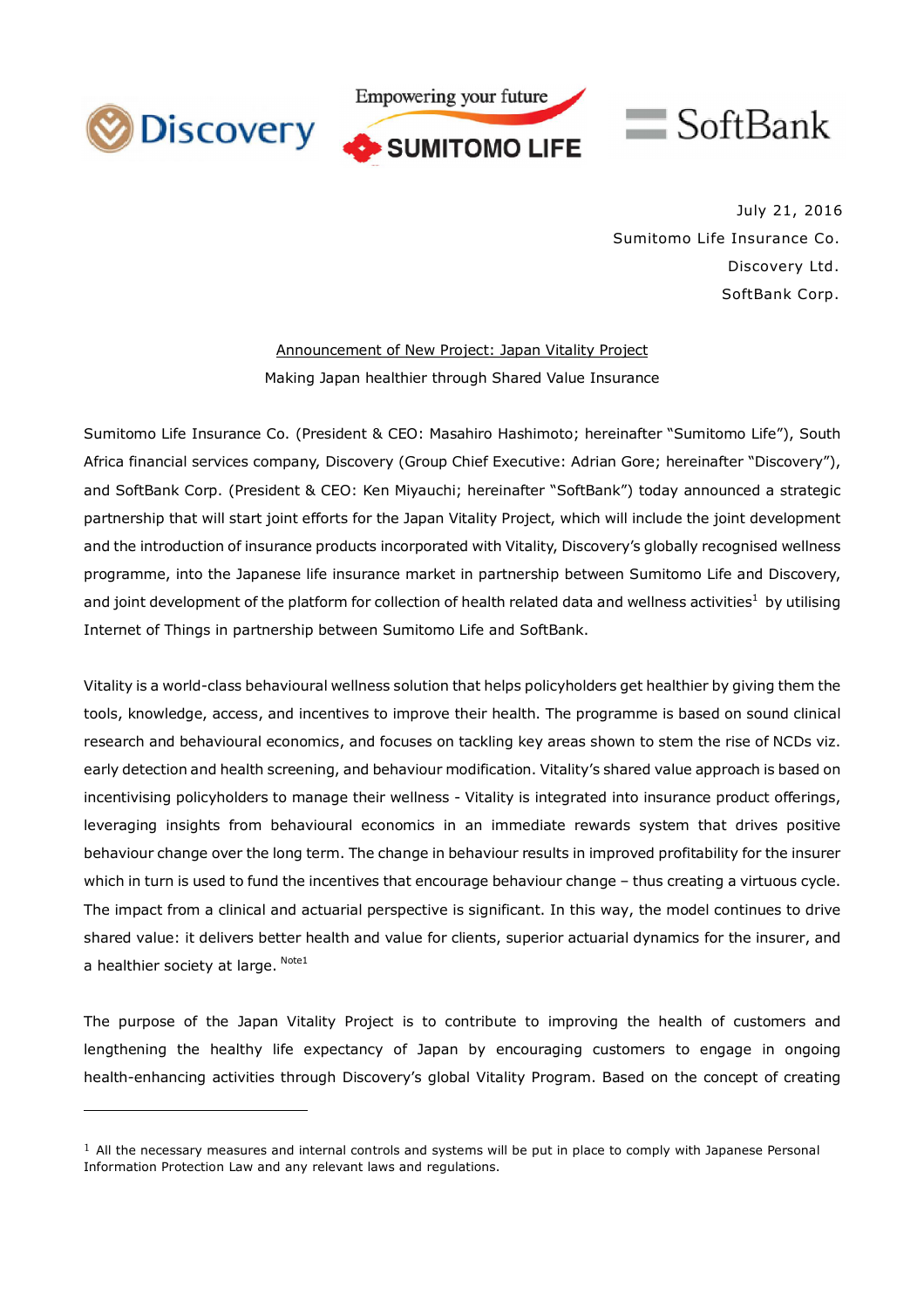July 21, 2016

Sumitomo Life Insurance Co.

Discovery Ltd.

SoftBank Corp.

## Announcement of New Project: Japan Vitality Project

Making Japan healthier through Shared Value Insurance

Sumitomo Life Insurance Co. (President & CEO: Masahiro Hashimoto; hereinafter "Sumitomo Life"), South Africa financial services company, Discovery (Group Chief Executive: Adrian Gore; hereinafter "Discovery"), and SoftBank Corp. (President & CEO: Ken Miyauchi; hereinafter "SoftBank") today announced a strategic partnership that will start joint efforts for the Japan Vitality Project, which will include the joint development and the introduction of insurance products incorporated with Vitality, Discovery's globally recognised wellness programme, into the Japanese life insurance market in partnership between Sumitomo Life and Discovery, and joint development of the platform for collection of health related data and wellness activities[1] by utilising Internet of Things in partnership between Sumitomo Life and SoftBank.

Vitality is a world-class behavioural wellness solution that helps policyholders get healthier by giving them the tools, knowledge, access, and incentives to improve their health. The programme is based on sound clinical research and behavioural economics, and focuses on tackling key areas shown to stem the rise of NCDs viz. early detection and health screening, and behaviour modification. Vitality's shared value approach is based on incentivising policyholders to manage their wellness - Vitality is integrated into insurance product offerings, leveraging insights from behavioural economics in an immediate rewards system that drives positive behaviour change over the long term. The change in behaviour results in improved profitability for the insurer which in turn is used to fund the incentives that encourage behaviour change – thus creating a virtuous cycle. The impact from a clinical and actuarial perspective is significant. In this way, the model continues to drive shared value: it delivers better health and value for clients, superior actuarial dynamics for the insurer, and a healthier society at large. [Note1]

The purpose of the Japan Vitality Project is to contribute to improving the health of customers and lengthening the healthy life expectancy of Japan by encouraging customers to engage in ongoing health-enhancing activities through Discovery's global Vitality Program. Based on the concept of creating

---

[1] All the necessary measures and internal controls and systems will be put in place to comply with Japanese Personal Information Protection Law and any relevant laws and regulations.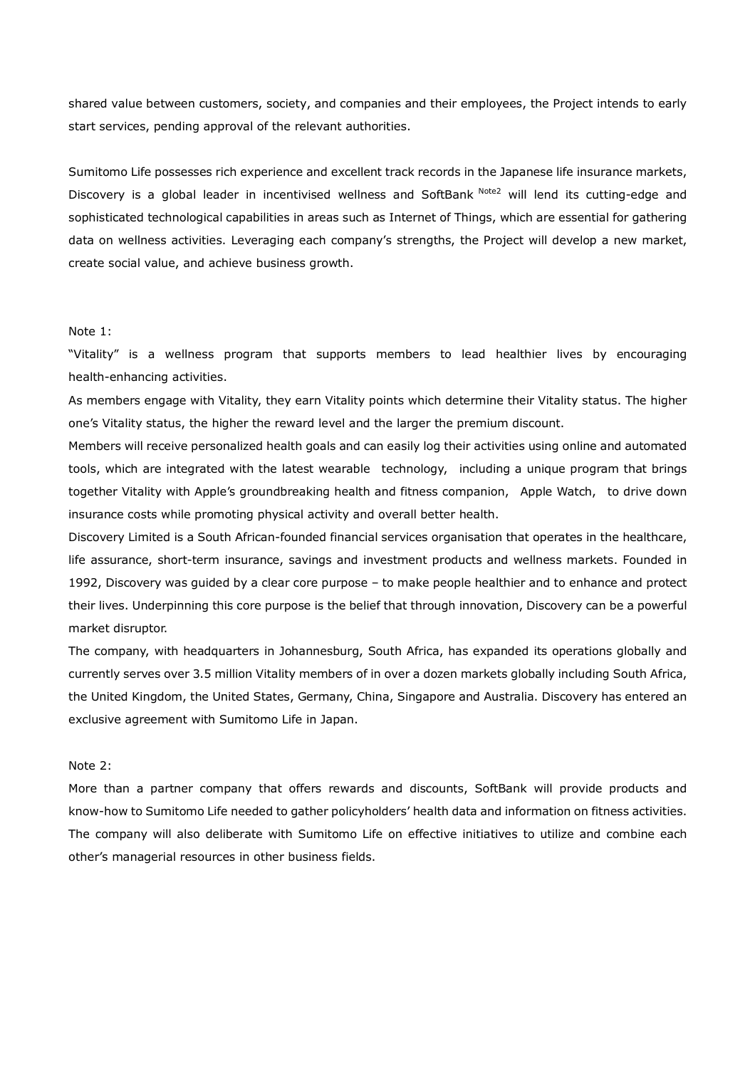shared value between customers, society, and companies and their employees, the Project intends to early start services, pending approval of the relevant authorities.

Sumitomo Life possesses rich experience and excellent track records in the Japanese life insurance markets, Discovery is a global leader in incentivised wellness and SoftBank [Note2] will lend its cutting-edge and sophisticated technological capabilities in areas such as Internet of Things, which are essential for gathering data on wellness activities. Leveraging each company's strengths, the Project will develop a new market, create social value, and achieve business growth.

Note 1:

"Vitality" is a wellness program that supports members to lead healthier lives by encouraging health-enhancing activities.

As members engage with Vitality, they earn Vitality points which determine their Vitality status. The higher one's Vitality status, the higher the reward level and the larger the premium discount.

Members will receive personalized health goals and can easily log their activities using online and automated tools, which are integrated with the latest wearable technology, including a unique program that brings together Vitality with Apple's groundbreaking health and fitness companion, Apple Watch, to drive down insurance costs while promoting physical activity and overall better health.

Discovery Limited is a South African-founded financial services organisation that operates in the healthcare, life assurance, short-term insurance, savings and investment products and wellness markets. Founded in 1992, Discovery was guided by a clear core purpose – to make people healthier and to enhance and protect their lives. Underpinning this core purpose is the belief that through innovation, Discovery can be a powerful market disruptor.

The company, with headquarters in Johannesburg, South Africa, has expanded its operations globally and currently serves over 3.5 million Vitality members of in over a dozen markets globally including South Africa, the United Kingdom, the United States, Germany, China, Singapore and Australia. Discovery has entered an exclusive agreement with Sumitomo Life in Japan.

Note 2:

More than a partner company that offers rewards and discounts, SoftBank will provide products and know-how to Sumitomo Life needed to gather policyholders' health data and information on fitness activities. The company will also deliberate with Sumitomo Life on effective initiatives to utilize and combine each other's managerial resources in other business fields.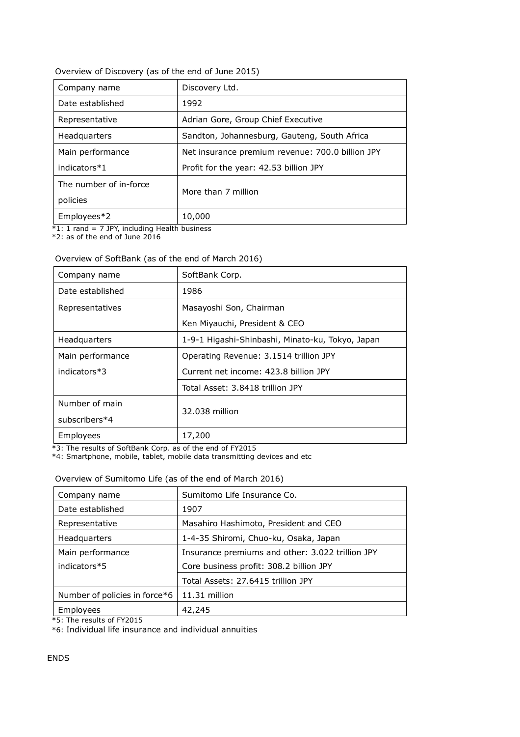Overview of Discovery (as of the end of June 2015)

| | |
|---|---|
| Company name | Discovery Ltd. |
| Date established | 1992 |
| Representative | Adrian Gore, Group Chief Executive |
| Headquarters | Sandton, Johannesburg, Gauteng, South Africa |
| Main performance indicators*1 | Net insurance premium revenue: 700.0 billion JPY<br>Profit for the year: 42.53 billion JPY |
| The number of in-force policies | More than 7 million |
| Employees*2 | 10,000 |

*1: 1 rand = 7 JPY, including Health business
*2: as of the end of June 2016

Overview of SoftBank (as of the end of March 2016)

| | |
|---|---|
| Company name | SoftBank Corp. |
| Date established | 1986 |
| Representatives | Masayoshi Son, Chairman<br>Ken Miyauchi, President & CEO |
| Headquarters | 1-9-1 Higashi-Shinbashi, Minato-ku, Tokyo, Japan |
| Main performance indicators*3 | Operating Revenue: 3.1514 trillion JPY<br>Current net income: 423.8 billion JPY |
| | Total Asset: 3.8418 trillion JPY |
| Number of main subscribers*4 | 32.038 million |
| Employees | 17,200 |

*3: The results of SoftBank Corp. as of the end of FY2015
*4: Smartphone, mobile, tablet, mobile data transmitting devices and etc

Overview of Sumitomo Life (as of the end of March 2016)

| | |
|---|---|
| Company name | Sumitomo Life Insurance Co. |
| Date established | 1907 |
| Representative | Masahiro Hashimoto, President and CEO |
| Headquarters | 1-4-35 Shiromi, Chuo-ku, Osaka, Japan |
| Main performance indicators*5 | Insurance premiums and other: 3.022 trillion JPY<br>Core business profit: 308.2 billion JPY |
| | Total Assets: 27.6415 trillion JPY |
| Number of policies in force*6 | 11.31 million |
| Employees | 42,245 |

*5: The results of FY2015
*6: Individual life insurance and individual annuities

ENDS